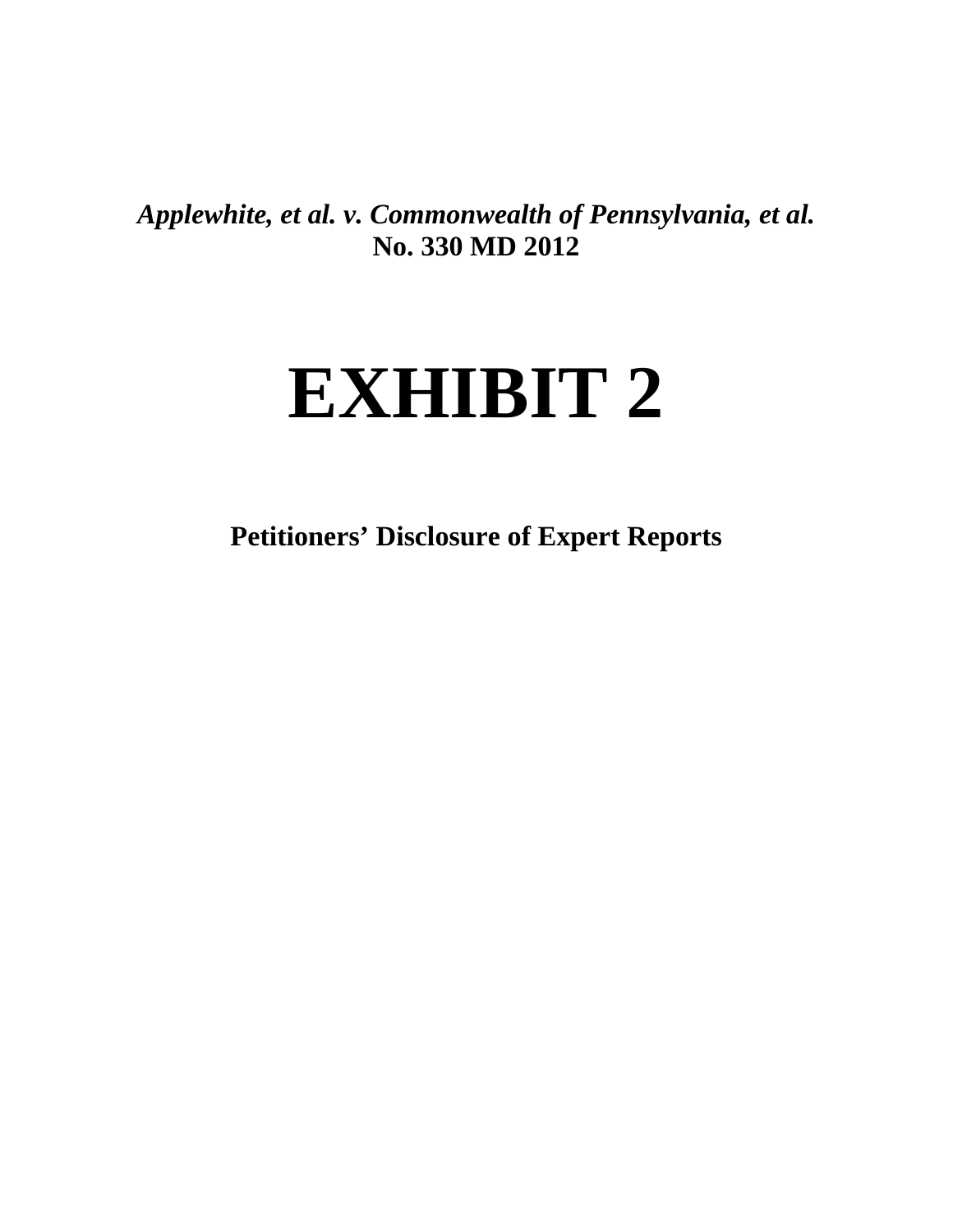***Applewhite, et al. v. Commonwealth of Pennsylvania, et al.***
**No. 330 MD 2012**

# EXHIBIT 2

**Petitioners' Disclosure of Expert Reports**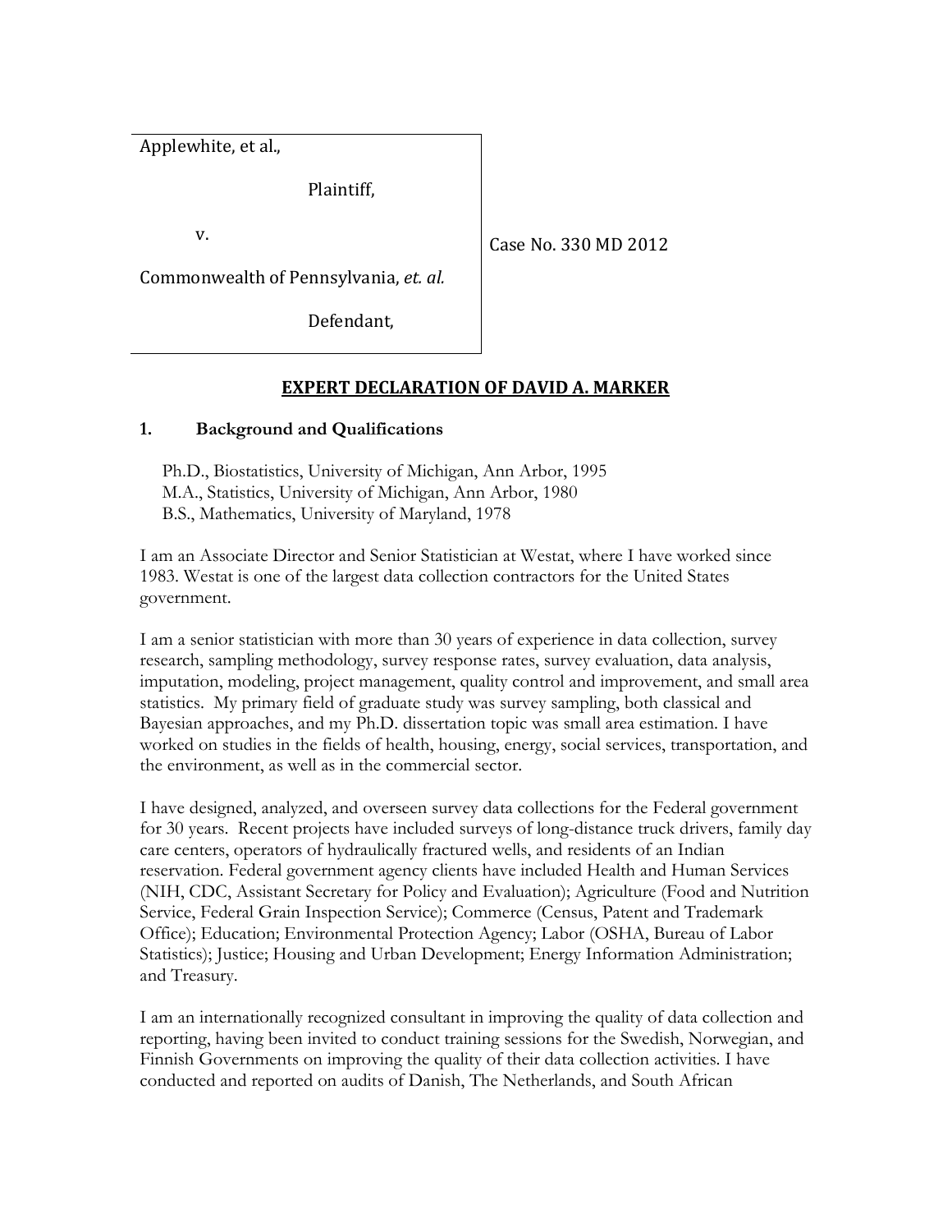| Applewhite, et al., | |
|---|---|
| Plaintiff, | |
| v. | Case No. 330 MD 2012 |
| Commonwealth of Pennsylvania, *et. al.* | |
| Defendant, | |

## EXPERT DECLARATION OF DAVID A. MARKER

### 1. Background and Qualifications

Ph.D., Biostatistics, University of Michigan, Ann Arbor, 1995
M.A., Statistics, University of Michigan, Ann Arbor, 1980
B.S., Mathematics, University of Maryland, 1978

I am an Associate Director and Senior Statistician at Westat, where I have worked since 1983. Westat is one of the largest data collection contractors for the United States government.

I am a senior statistician with more than 30 years of experience in data collection, survey research, sampling methodology, survey response rates, survey evaluation, data analysis, imputation, modeling, project management, quality control and improvement, and small area statistics. My primary field of graduate study was survey sampling, both classical and Bayesian approaches, and my Ph.D. dissertation topic was small area estimation. I have worked on studies in the fields of health, housing, energy, social services, transportation, and the environment, as well as in the commercial sector.

I have designed, analyzed, and overseen survey data collections for the Federal government for 30 years. Recent projects have included surveys of long-distance truck drivers, family day care centers, operators of hydraulically fractured wells, and residents of an Indian reservation. Federal government agency clients have included Health and Human Services (NIH, CDC, Assistant Secretary for Policy and Evaluation); Agriculture (Food and Nutrition Service, Federal Grain Inspection Service); Commerce (Census, Patent and Trademark Office); Education; Environmental Protection Agency; Labor (OSHA, Bureau of Labor Statistics); Justice; Housing and Urban Development; Energy Information Administration; and Treasury.

I am an internationally recognized consultant in improving the quality of data collection and reporting, having been invited to conduct training sessions for the Swedish, Norwegian, and Finnish Governments on improving the quality of their data collection activities. I have conducted and reported on audits of Danish, The Netherlands, and South African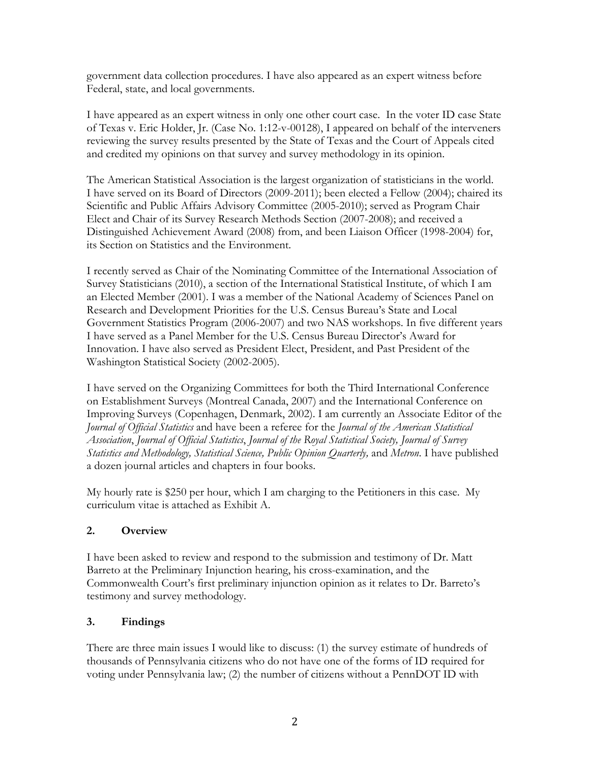government data collection procedures. I have also appeared as an expert witness before Federal, state, and local governments.

I have appeared as an expert witness in only one other court case. In the voter ID case State of Texas v. Eric Holder, Jr. (Case No. 1:12-v-00128), I appeared on behalf of the interveners reviewing the survey results presented by the State of Texas and the Court of Appeals cited and credited my opinions on that survey and survey methodology in its opinion.

The American Statistical Association is the largest organization of statisticians in the world. I have served on its Board of Directors (2009-2011); been elected a Fellow (2004); chaired its Scientific and Public Affairs Advisory Committee (2005-2010); served as Program Chair Elect and Chair of its Survey Research Methods Section (2007-2008); and received a Distinguished Achievement Award (2008) from, and been Liaison Officer (1998-2004) for, its Section on Statistics and the Environment.

I recently served as Chair of the Nominating Committee of the International Association of Survey Statisticians (2010), a section of the International Statistical Institute, of which I am an Elected Member (2001). I was a member of the National Academy of Sciences Panel on Research and Development Priorities for the U.S. Census Bureau's State and Local Government Statistics Program (2006-2007) and two NAS workshops. In five different years I have served as a Panel Member for the U.S. Census Bureau Director's Award for Innovation. I have also served as President Elect, President, and Past President of the Washington Statistical Society (2002-2005).

I have served on the Organizing Committees for both the Third International Conference on Establishment Surveys (Montreal Canada, 2007) and the International Conference on Improving Surveys (Copenhagen, Denmark, 2002). I am currently an Associate Editor of the *Journal of Official Statistics* and have been a referee for the *Journal of the American Statistical Association*, *Journal of Official Statistics*, *Journal of the Royal Statistical Society, Journal of Survey Statistics and Methodology, Statistical Science, Public Opinion Quarterly,* and *Metron*. I have published a dozen journal articles and chapters in four books.

My hourly rate is $250 per hour, which I am charging to the Petitioners in this case. My curriculum vitae is attached as Exhibit A.

## 2. Overview

I have been asked to review and respond to the submission and testimony of Dr. Matt Barreto at the Preliminary Injunction hearing, his cross-examination, and the Commonwealth Court's first preliminary injunction opinion as it relates to Dr. Barreto's testimony and survey methodology.

## 3. Findings

There are three main issues I would like to discuss: (1) the survey estimate of hundreds of thousands of Pennsylvania citizens who do not have one of the forms of ID required for voting under Pennsylvania law; (2) the number of citizens without a PennDOT ID with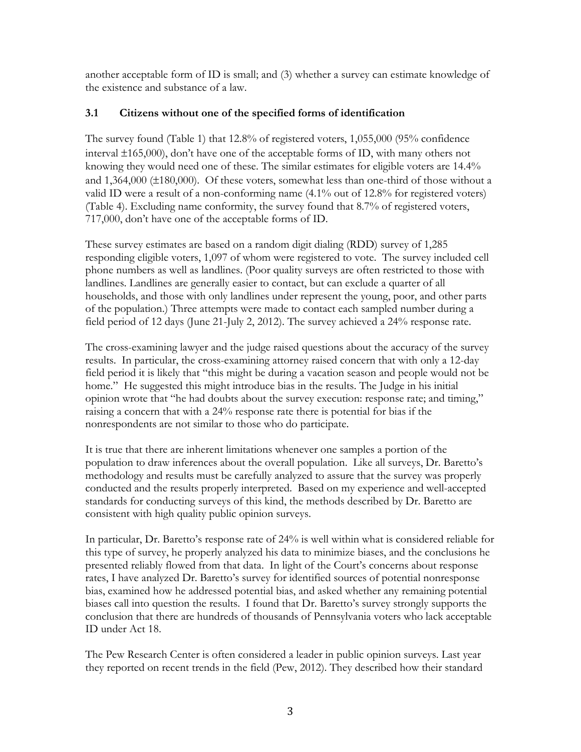another acceptable form of ID is small; and (3) whether a survey can estimate knowledge of the existence and substance of a law.

### 3.1 Citizens without one of the specified forms of identification

The survey found (Table 1) that 12.8% of registered voters, 1,055,000 (95% confidence interval ±165,000), don't have one of the acceptable forms of ID, with many others not knowing they would need one of these. The similar estimates for eligible voters are 14.4% and 1,364,000 (±180,000). Of these voters, somewhat less than one-third of those without a valid ID were a result of a non-conforming name (4.1% out of 12.8% for registered voters) (Table 4). Excluding name conformity, the survey found that 8.7% of registered voters, 717,000, don't have one of the acceptable forms of ID.

These survey estimates are based on a random digit dialing (RDD) survey of 1,285 responding eligible voters, 1,097 of whom were registered to vote. The survey included cell phone numbers as well as landlines. (Poor quality surveys are often restricted to those with landlines. Landlines are generally easier to contact, but can exclude a quarter of all households, and those with only landlines under represent the young, poor, and other parts of the population.) Three attempts were made to contact each sampled number during a field period of 12 days (June 21-July 2, 2012). The survey achieved a 24% response rate.

The cross-examining lawyer and the judge raised questions about the accuracy of the survey results. In particular, the cross-examining attorney raised concern that with only a 12-day field period it is likely that "this might be during a vacation season and people would not be home." He suggested this might introduce bias in the results. The Judge in his initial opinion wrote that "he had doubts about the survey execution: response rate; and timing," raising a concern that with a 24% response rate there is potential for bias if the nonrespondents are not similar to those who do participate.

It is true that there are inherent limitations whenever one samples a portion of the population to draw inferences about the overall population. Like all surveys, Dr. Baretto's methodology and results must be carefully analyzed to assure that the survey was properly conducted and the results properly interpreted. Based on my experience and well-accepted standards for conducting surveys of this kind, the methods described by Dr. Baretto are consistent with high quality public opinion surveys.

In particular, Dr. Baretto's response rate of 24% is well within what is considered reliable for this type of survey, he properly analyzed his data to minimize biases, and the conclusions he presented reliably flowed from that data. In light of the Court's concerns about response rates, I have analyzed Dr. Baretto's survey for identified sources of potential nonresponse bias, examined how he addressed potential bias, and asked whether any remaining potential biases call into question the results. I found that Dr. Baretto's survey strongly supports the conclusion that there are hundreds of thousands of Pennsylvania voters who lack acceptable ID under Act 18.

The Pew Research Center is often considered a leader in public opinion surveys. Last year they reported on recent trends in the field (Pew, 2012). They described how their standard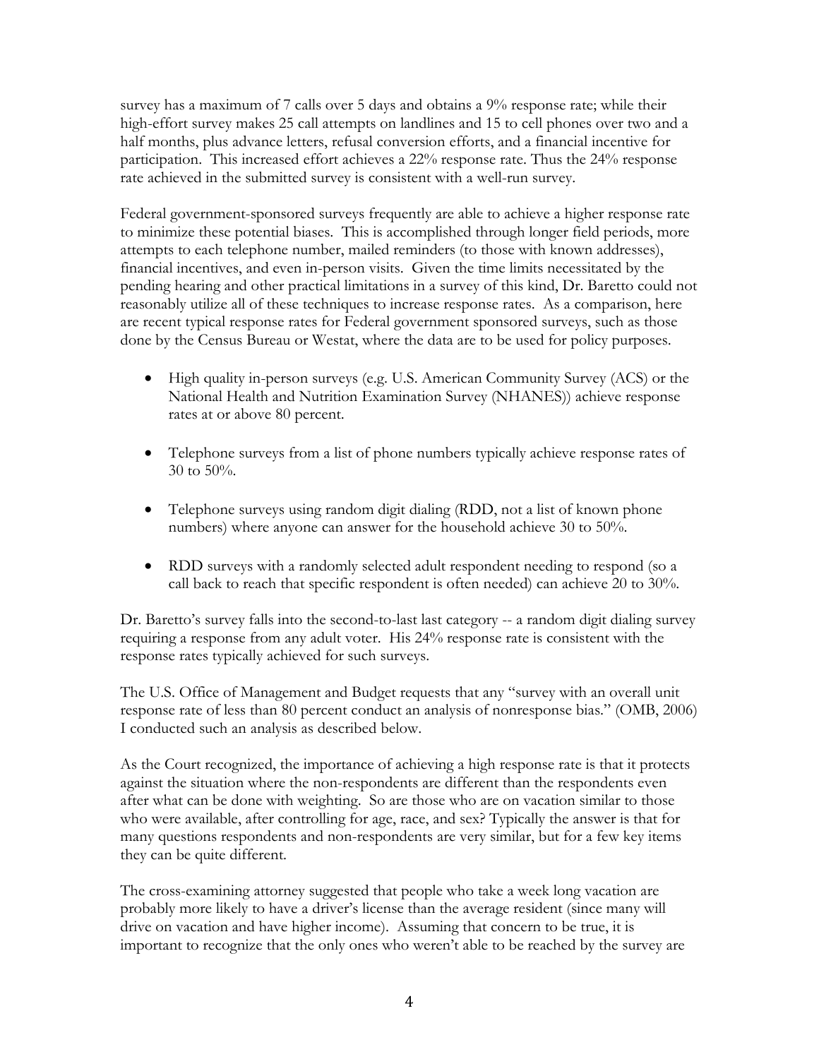survey has a maximum of 7 calls over 5 days and obtains a 9% response rate; while their high-effort survey makes 25 call attempts on landlines and 15 to cell phones over two and a half months, plus advance letters, refusal conversion efforts, and a financial incentive for participation. This increased effort achieves a 22% response rate. Thus the 24% response rate achieved in the submitted survey is consistent with a well-run survey.

Federal government-sponsored surveys frequently are able to achieve a higher response rate to minimize these potential biases. This is accomplished through longer field periods, more attempts to each telephone number, mailed reminders (to those with known addresses), financial incentives, and even in-person visits. Given the time limits necessitated by the pending hearing and other practical limitations in a survey of this kind, Dr. Baretto could not reasonably utilize all of these techniques to increase response rates. As a comparison, here are recent typical response rates for Federal government sponsored surveys, such as those done by the Census Bureau or Westat, where the data are to be used for policy purposes.

- High quality in-person surveys (e.g. U.S. American Community Survey (ACS) or the National Health and Nutrition Examination Survey (NHANES)) achieve response rates at or above 80 percent.

- Telephone surveys from a list of phone numbers typically achieve response rates of 30 to 50%.

- Telephone surveys using random digit dialing (RDD, not a list of known phone numbers) where anyone can answer for the household achieve 30 to 50%.

- RDD surveys with a randomly selected adult respondent needing to respond (so a call back to reach that specific respondent is often needed) can achieve 20 to 30%.

Dr. Baretto's survey falls into the second-to-last last category -- a random digit dialing survey requiring a response from any adult voter. His 24% response rate is consistent with the response rates typically achieved for such surveys.

The U.S. Office of Management and Budget requests that any "survey with an overall unit response rate of less than 80 percent conduct an analysis of nonresponse bias." (OMB, 2006) I conducted such an analysis as described below.

As the Court recognized, the importance of achieving a high response rate is that it protects against the situation where the non-respondents are different than the respondents even after what can be done with weighting. So are those who are on vacation similar to those who were available, after controlling for age, race, and sex? Typically the answer is that for many questions respondents and non-respondents are very similar, but for a few key items they can be quite different.

The cross-examining attorney suggested that people who take a week long vacation are probably more likely to have a driver's license than the average resident (since many will drive on vacation and have higher income). Assuming that concern to be true, it is important to recognize that the only ones who weren't able to be reached by the survey are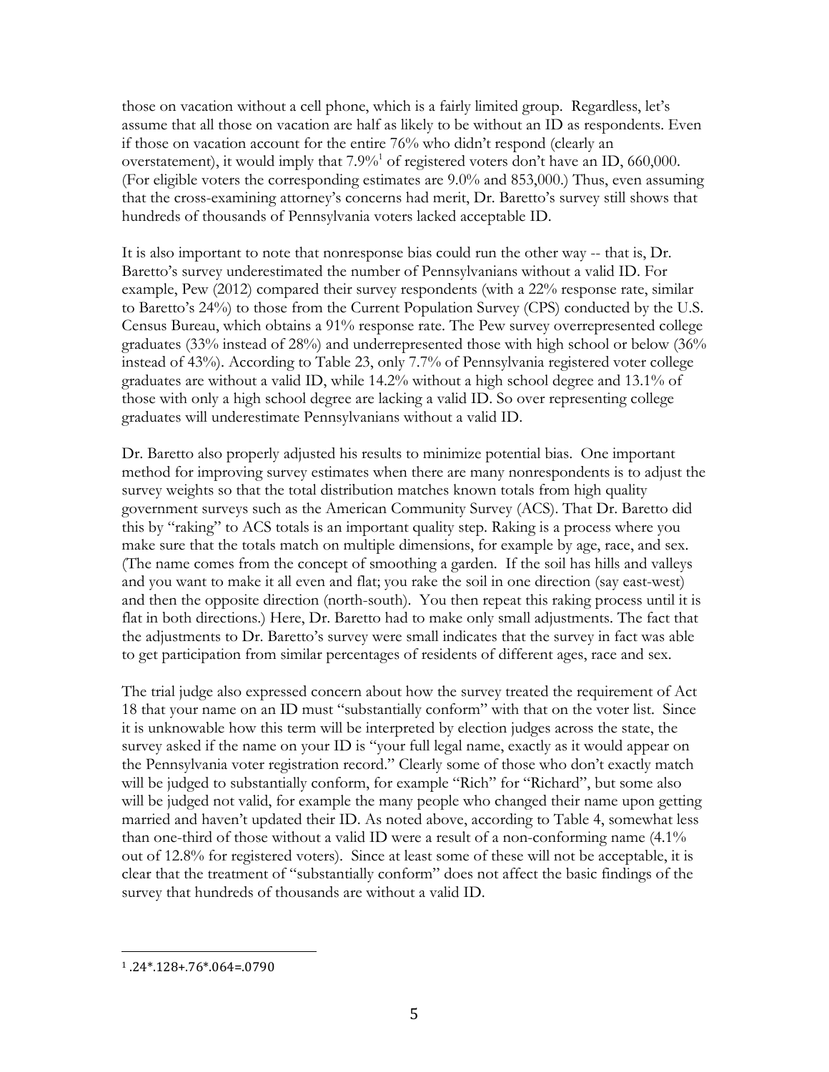those on vacation without a cell phone, which is a fairly limited group. Regardless, let's assume that all those on vacation are half as likely to be without an ID as respondents. Even if those on vacation account for the entire 76% who didn't respond (clearly an overstatement), it would imply that 7.9%[1] of registered voters don't have an ID, 660,000. (For eligible voters the corresponding estimates are 9.0% and 853,000.) Thus, even assuming that the cross-examining attorney's concerns had merit, Dr. Baretto's survey still shows that hundreds of thousands of Pennsylvania voters lacked acceptable ID.

It is also important to note that nonresponse bias could run the other way -- that is, Dr. Baretto's survey underestimated the number of Pennsylvanians without a valid ID. For example, Pew (2012) compared their survey respondents (with a 22% response rate, similar to Baretto's 24%) to those from the Current Population Survey (CPS) conducted by the U.S. Census Bureau, which obtains a 91% response rate. The Pew survey overrepresented college graduates (33% instead of 28%) and underrepresented those with high school or below (36% instead of 43%). According to Table 23, only 7.7% of Pennsylvania registered voter college graduates are without a valid ID, while 14.2% without a high school degree and 13.1% of those with only a high school degree are lacking a valid ID. So over representing college graduates will underestimate Pennsylvanians without a valid ID.

Dr. Baretto also properly adjusted his results to minimize potential bias. One important method for improving survey estimates when there are many nonrespondents is to adjust the survey weights so that the total distribution matches known totals from high quality government surveys such as the American Community Survey (ACS). That Dr. Baretto did this by "raking" to ACS totals is an important quality step. Raking is a process where you make sure that the totals match on multiple dimensions, for example by age, race, and sex. (The name comes from the concept of smoothing a garden. If the soil has hills and valleys and you want to make it all even and flat; you rake the soil in one direction (say east-west) and then the opposite direction (north-south). You then repeat this raking process until it is flat in both directions.) Here, Dr. Baretto had to make only small adjustments. The fact that the adjustments to Dr. Baretto's survey were small indicates that the survey in fact was able to get participation from similar percentages of residents of different ages, race and sex.

The trial judge also expressed concern about how the survey treated the requirement of Act 18 that your name on an ID must "substantially conform" with that on the voter list. Since it is unknowable how this term will be interpreted by election judges across the state, the survey asked if the name on your ID is "your full legal name, exactly as it would appear on the Pennsylvania voter registration record." Clearly some of those who don't exactly match will be judged to substantially conform, for example "Rich" for "Richard", but some also will be judged not valid, for example the many people who changed their name upon getting married and haven't updated their ID. As noted above, according to Table 4, somewhat less than one-third of those without a valid ID were a result of a non-conforming name (4.1% out of 12.8% for registered voters). Since at least some of these will not be acceptable, it is clear that the treatment of "substantially conform" does not affect the basic findings of the survey that hundreds of thousands are without a valid ID.

---

[1] $.24*.128+.76*.064=.0790$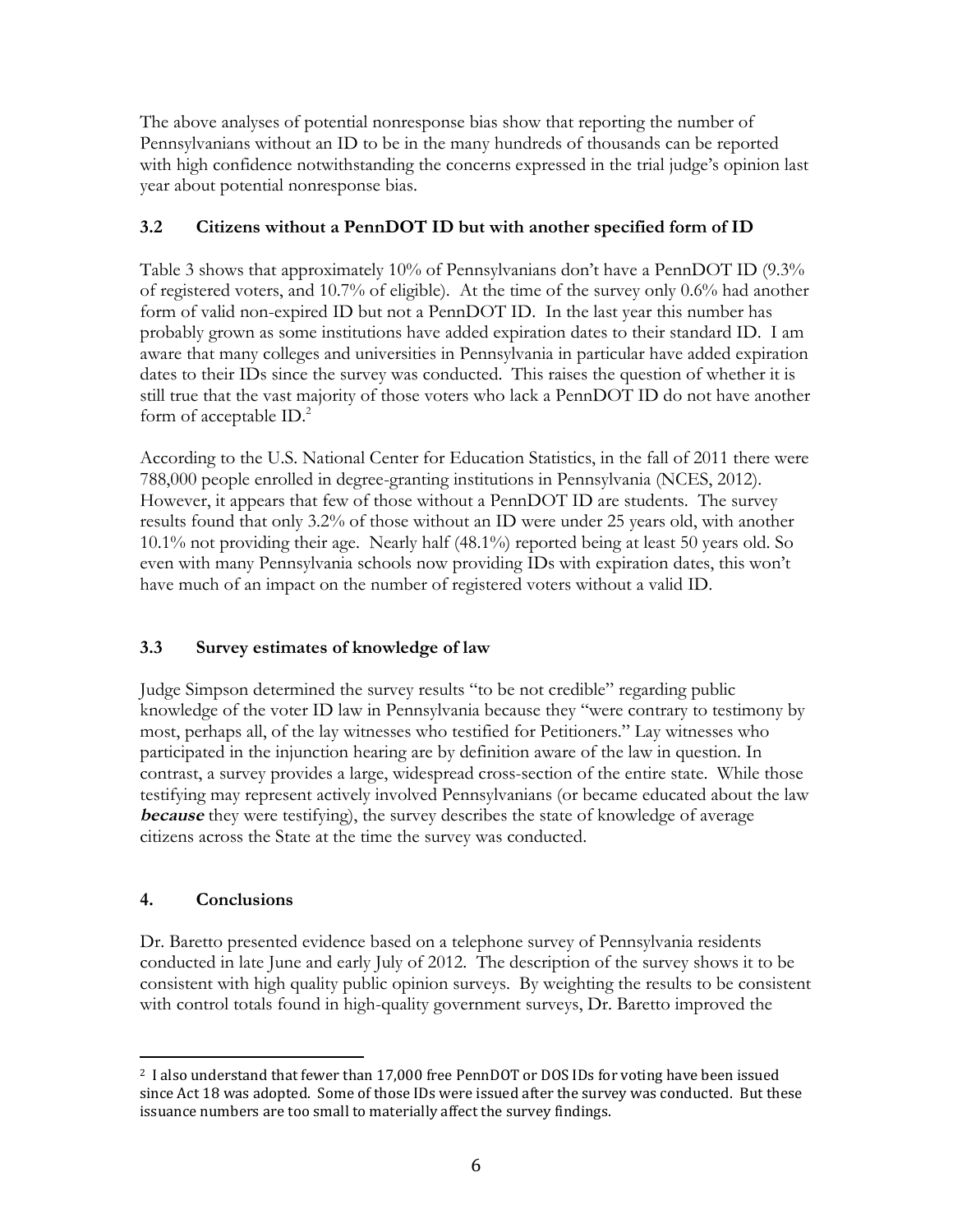The above analyses of potential nonresponse bias show that reporting the number of Pennsylvanians without an ID to be in the many hundreds of thousands can be reported with high confidence notwithstanding the concerns expressed in the trial judge's opinion last year about potential nonresponse bias.

### 3.2 Citizens without a PennDOT ID but with another specified form of ID

Table 3 shows that approximately 10% of Pennsylvanians don't have a PennDOT ID (9.3% of registered voters, and 10.7% of eligible). At the time of the survey only 0.6% had another form of valid non-expired ID but not a PennDOT ID. In the last year this number has probably grown as some institutions have added expiration dates to their standard ID. I am aware that many colleges and universities in Pennsylvania in particular have added expiration dates to their IDs since the survey was conducted. This raises the question of whether it is still true that the vast majority of those voters who lack a PennDOT ID do not have another form of acceptable ID.[2]

According to the U.S. National Center for Education Statistics, in the fall of 2011 there were 788,000 people enrolled in degree-granting institutions in Pennsylvania (NCES, 2012). However, it appears that few of those without a PennDOT ID are students. The survey results found that only 3.2% of those without an ID were under 25 years old, with another 10.1% not providing their age. Nearly half (48.1%) reported being at least 50 years old. So even with many Pennsylvania schools now providing IDs with expiration dates, this won't have much of an impact on the number of registered voters without a valid ID.

### 3.3 Survey estimates of knowledge of law

Judge Simpson determined the survey results "to be not credible" regarding public knowledge of the voter ID law in Pennsylvania because they "were contrary to testimony by most, perhaps all, of the lay witnesses who testified for Petitioners." Lay witnesses who participated in the injunction hearing are by definition aware of the law in question. In contrast, a survey provides a large, widespread cross-section of the entire state. While those testifying may represent actively involved Pennsylvanians (or became educated about the law ***because*** they were testifying), the survey describes the state of knowledge of average citizens across the State at the time the survey was conducted.

## 4. Conclusions

Dr. Baretto presented evidence based on a telephone survey of Pennsylvania residents conducted in late June and early July of 2012. The description of the survey shows it to be consistent with high quality public opinion surveys. By weighting the results to be consistent with control totals found in high-quality government surveys, Dr. Baretto improved the

---

[2] I also understand that fewer than 17,000 free PennDOT or DOS IDs for voting have been issued since Act 18 was adopted. Some of those IDs were issued after the survey was conducted. But these issuance numbers are too small to materially affect the survey findings.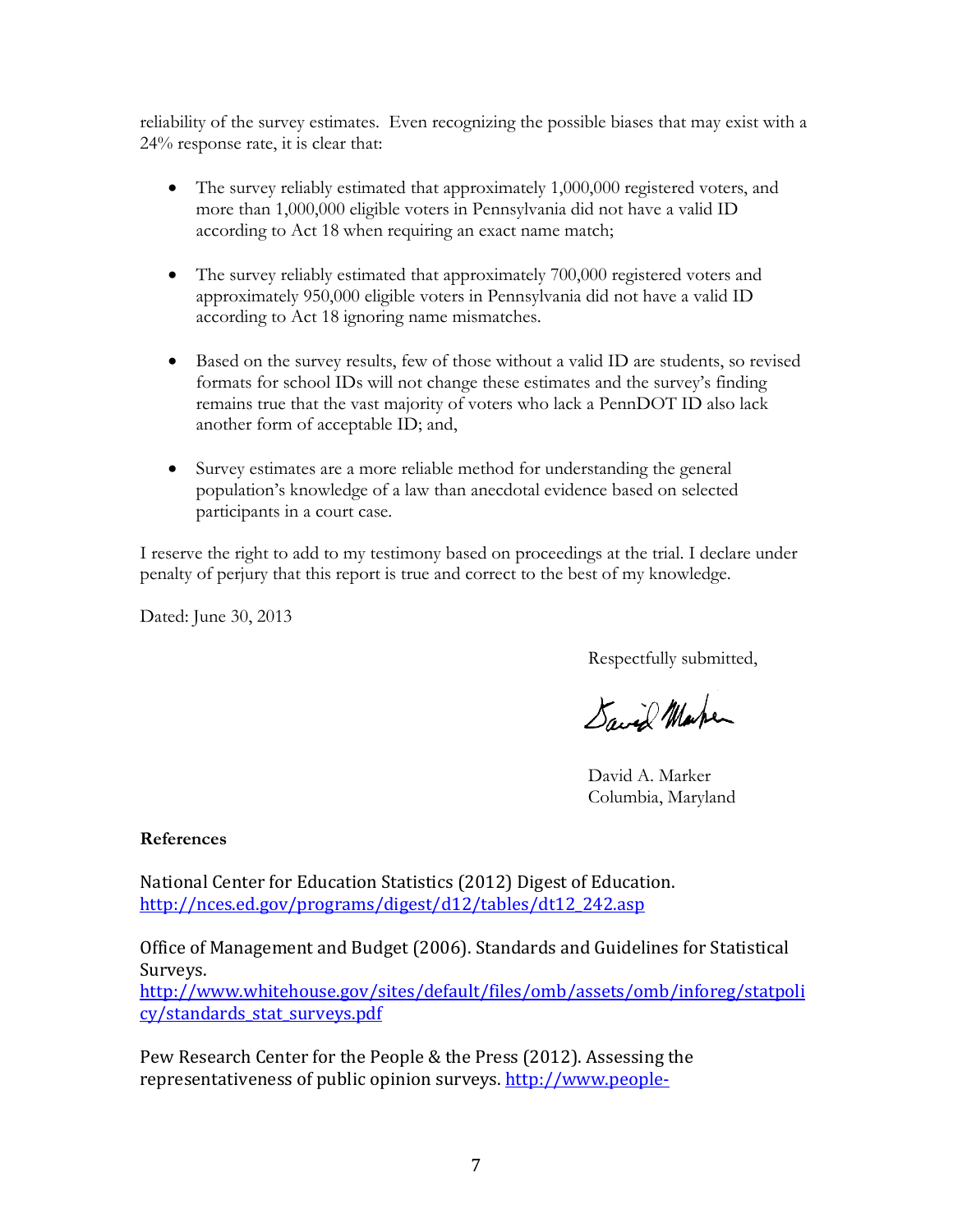reliability of the survey estimates. Even recognizing the possible biases that may exist with a 24% response rate, it is clear that:

- The survey reliably estimated that approximately 1,000,000 registered voters, and more than 1,000,000 eligible voters in Pennsylvania did not have a valid ID according to Act 18 when requiring an exact name match;

- The survey reliably estimated that approximately 700,000 registered voters and approximately 950,000 eligible voters in Pennsylvania did not have a valid ID according to Act 18 ignoring name mismatches.

- Based on the survey results, few of those without a valid ID are students, so revised formats for school IDs will not change these estimates and the survey's finding remains true that the vast majority of voters who lack a PennDOT ID also lack another form of acceptable ID; and,

- Survey estimates are a more reliable method for understanding the general population's knowledge of a law than anecdotal evidence based on selected participants in a court case.

I reserve the right to add to my testimony based on proceedings at the trial. I declare under penalty of perjury that this report is true and correct to the best of my knowledge.

Dated: June 30, 2013

Respectfully submitted,

David Marker

David A. Marker
Columbia, Maryland

**References**

National Center for Education Statistics (2012) Digest of Education. http://nces.ed.gov/programs/digest/d12/tables/dt12_242.asp

Office of Management and Budget (2006). Standards and Guidelines for Statistical Surveys. http://www.whitehouse.gov/sites/default/files/omb/assets/omb/inforeg/statpolicy/standards_stat_surveys.pdf

Pew Research Center for the People & the Press (2012). Assessing the representativeness of public opinion surveys. http://www.people-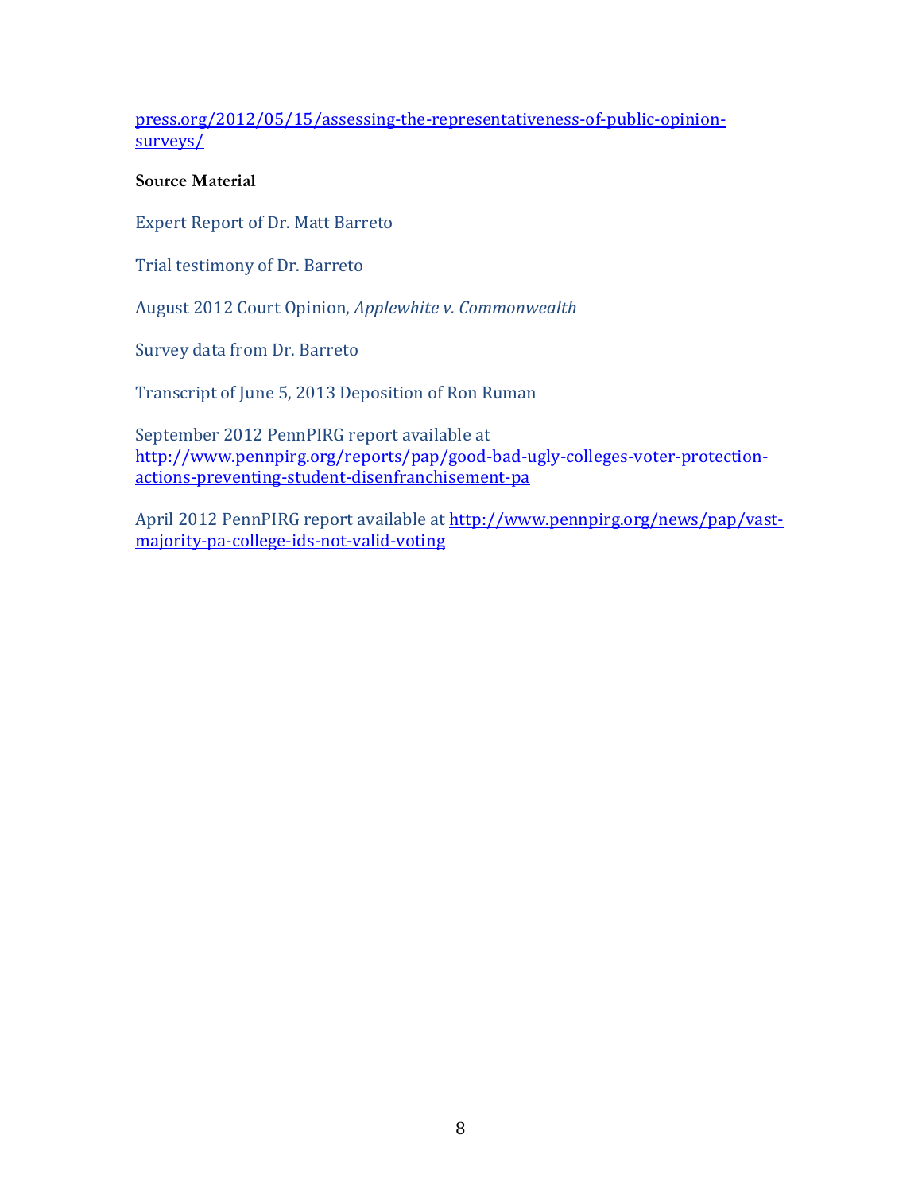press.org/2012/05/15/assessing-the-representativeness-of-public-opinion-surveys/

**Source Material**

Expert Report of Dr. Matt Barreto

Trial testimony of Dr. Barreto

August 2012 Court Opinion, *Applewhite v. Commonwealth*

Survey data from Dr. Barreto

Transcript of June 5, 2013 Deposition of Ron Ruman

September 2012 PennPIRG report available at http://www.pennpirg.org/reports/pap/good-bad-ugly-colleges-voter-protection-actions-preventing-student-disenfranchisement-pa

April 2012 PennPIRG report available at http://www.pennpirg.org/news/pap/vast-majority-pa-college-ids-not-valid-voting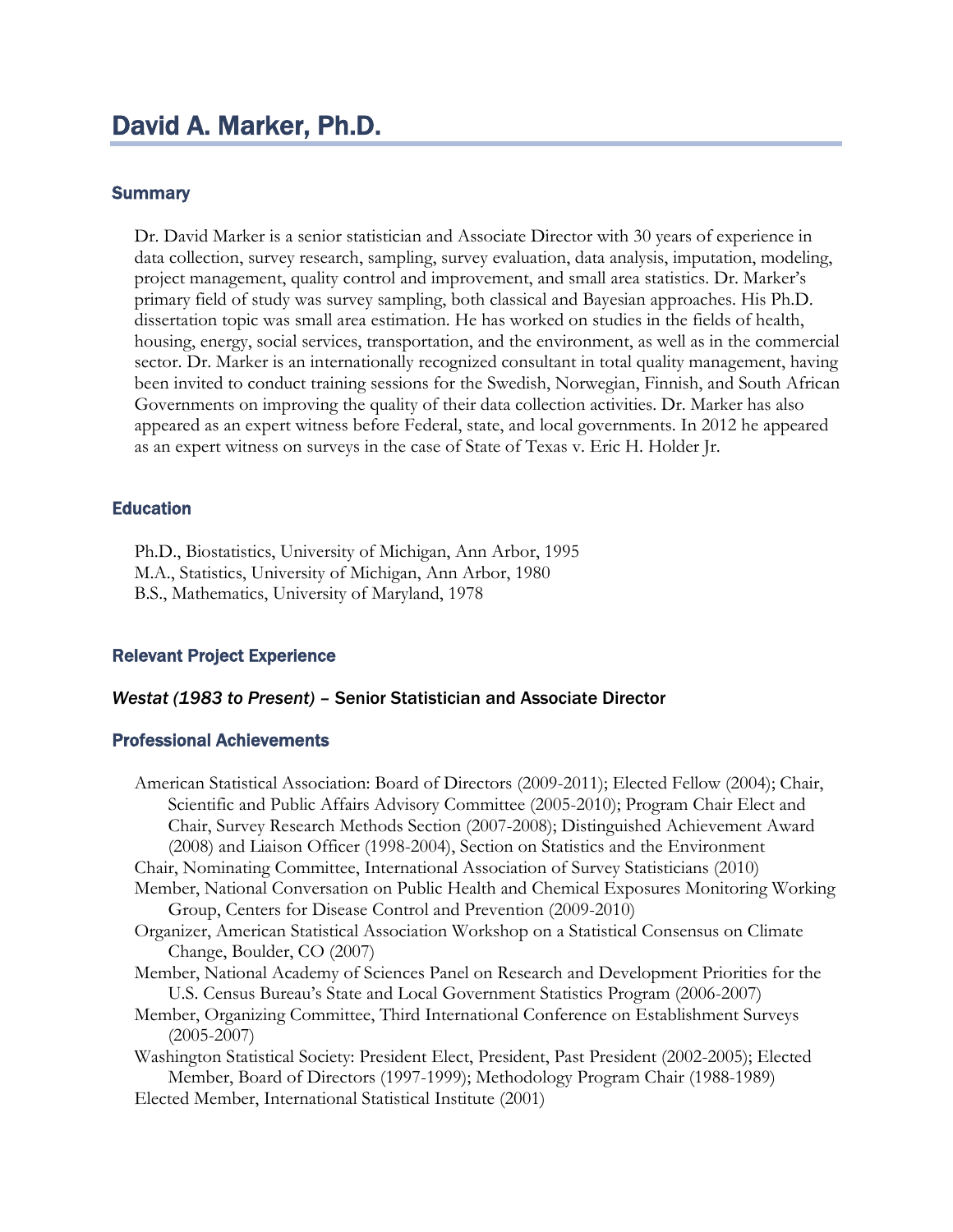# David A. Marker, Ph.D.

## Summary

Dr. David Marker is a senior statistician and Associate Director with 30 years of experience in data collection, survey research, sampling, survey evaluation, data analysis, imputation, modeling, project management, quality control and improvement, and small area statistics. Dr. Marker's primary field of study was survey sampling, both classical and Bayesian approaches. His Ph.D. dissertation topic was small area estimation. He has worked on studies in the fields of health, housing, energy, social services, transportation, and the environment, as well as in the commercial sector. Dr. Marker is an internationally recognized consultant in total quality management, having been invited to conduct training sessions for the Swedish, Norwegian, Finnish, and South African Governments on improving the quality of their data collection activities. Dr. Marker has also appeared as an expert witness before Federal, state, and local governments. In 2012 he appeared as an expert witness on surveys in the case of State of Texas v. Eric H. Holder Jr.

## Education

Ph.D., Biostatistics, University of Michigan, Ann Arbor, 1995
M.A., Statistics, University of Michigan, Ann Arbor, 1980
B.S., Mathematics, University of Maryland, 1978

## Relevant Project Experience

### *Westat (1983 to Present)* – Senior Statistician and Associate Director

## Professional Achievements

- American Statistical Association: Board of Directors (2009-2011); Elected Fellow (2004); Chair, Scientific and Public Affairs Advisory Committee (2005-2010); Program Chair Elect and Chair, Survey Research Methods Section (2007-2008); Distinguished Achievement Award (2008) and Liaison Officer (1998-2004), Section on Statistics and the Environment
- Chair, Nominating Committee, International Association of Survey Statisticians (2010)
- Member, National Conversation on Public Health and Chemical Exposures Monitoring Working Group, Centers for Disease Control and Prevention (2009-2010)
- Organizer, American Statistical Association Workshop on a Statistical Consensus on Climate Change, Boulder, CO (2007)
- Member, National Academy of Sciences Panel on Research and Development Priorities for the U.S. Census Bureau's State and Local Government Statistics Program (2006-2007)
- Member, Organizing Committee, Third International Conference on Establishment Surveys (2005-2007)
- Washington Statistical Society: President Elect, President, Past President (2002-2005); Elected Member, Board of Directors (1997-1999); Methodology Program Chair (1988-1989)
- Elected Member, International Statistical Institute (2001)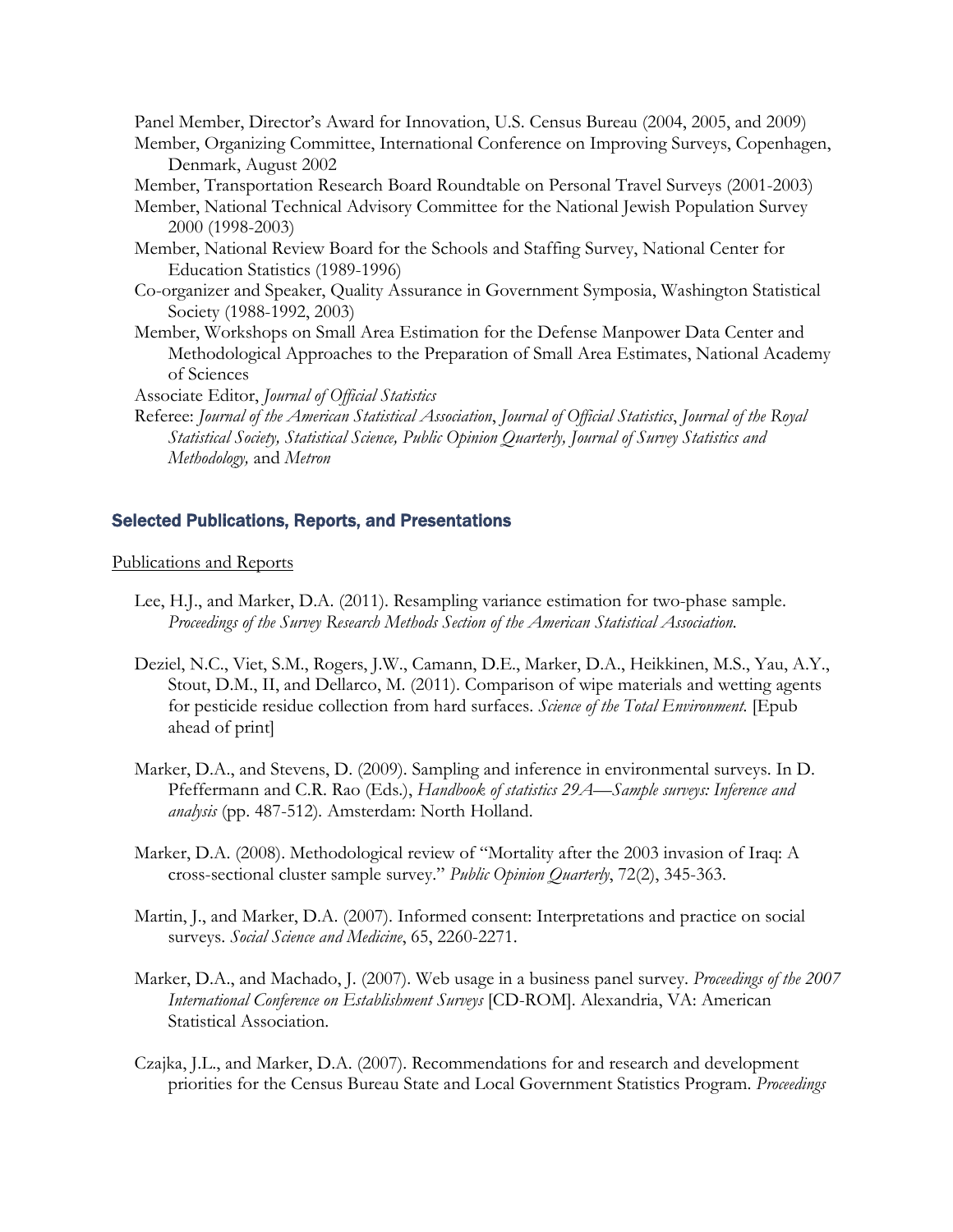Panel Member, Director's Award for Innovation, U.S. Census Bureau (2004, 2005, and 2009)

Member, Organizing Committee, International Conference on Improving Surveys, Copenhagen, Denmark, August 2002

Member, Transportation Research Board Roundtable on Personal Travel Surveys (2001-2003)

Member, National Technical Advisory Committee for the National Jewish Population Survey 2000 (1998-2003)

Member, National Review Board for the Schools and Staffing Survey, National Center for Education Statistics (1989-1996)

Co-organizer and Speaker, Quality Assurance in Government Symposia, Washington Statistical Society (1988-1992, 2003)

Member, Workshops on Small Area Estimation for the Defense Manpower Data Center and Methodological Approaches to the Preparation of Small Area Estimates, National Academy of Sciences

Associate Editor, *Journal of Official Statistics*

Referee: *Journal of the American Statistical Association*, *Journal of Official Statistics*, *Journal of the Royal Statistical Society, Statistical Science, Public Opinion Quarterly, Journal of Survey Statistics and Methodology,* and *Metron*

## Selected Publications, Reports, and Presentations

Publications and Reports

Lee, H.J., and Marker, D.A. (2011). Resampling variance estimation for two-phase sample. *Proceedings of the Survey Research Methods Section of the American Statistical Association.*

Deziel, N.C., Viet, S.M., Rogers, J.W., Camann, D.E., Marker, D.A., Heikkinen, M.S., Yau, A.Y., Stout, D.M., II, and Dellarco, M. (2011). Comparison of wipe materials and wetting agents for pesticide residue collection from hard surfaces. *Science of the Total Environment.* [Epub ahead of print]

Marker, D.A., and Stevens, D. (2009). Sampling and inference in environmental surveys. In D. Pfeffermann and C.R. Rao (Eds.), *Handbook of statistics 29A—Sample surveys: Inference and analysis* (pp. 487-512). Amsterdam: North Holland.

Marker, D.A. (2008). Methodological review of "Mortality after the 2003 invasion of Iraq: A cross-sectional cluster sample survey." *Public Opinion Quarterly*, 72(2), 345-363.

Martin, J., and Marker, D.A. (2007). Informed consent: Interpretations and practice on social surveys. *Social Science and Medicine*, 65, 2260-2271.

Marker, D.A., and Machado, J. (2007). Web usage in a business panel survey. *Proceedings of the 2007 International Conference on Establishment Surveys* [CD-ROM]. Alexandria, VA: American Statistical Association.

Czajka, J.L., and Marker, D.A. (2007). Recommendations for and research and development priorities for the Census Bureau State and Local Government Statistics Program. *Proceedings*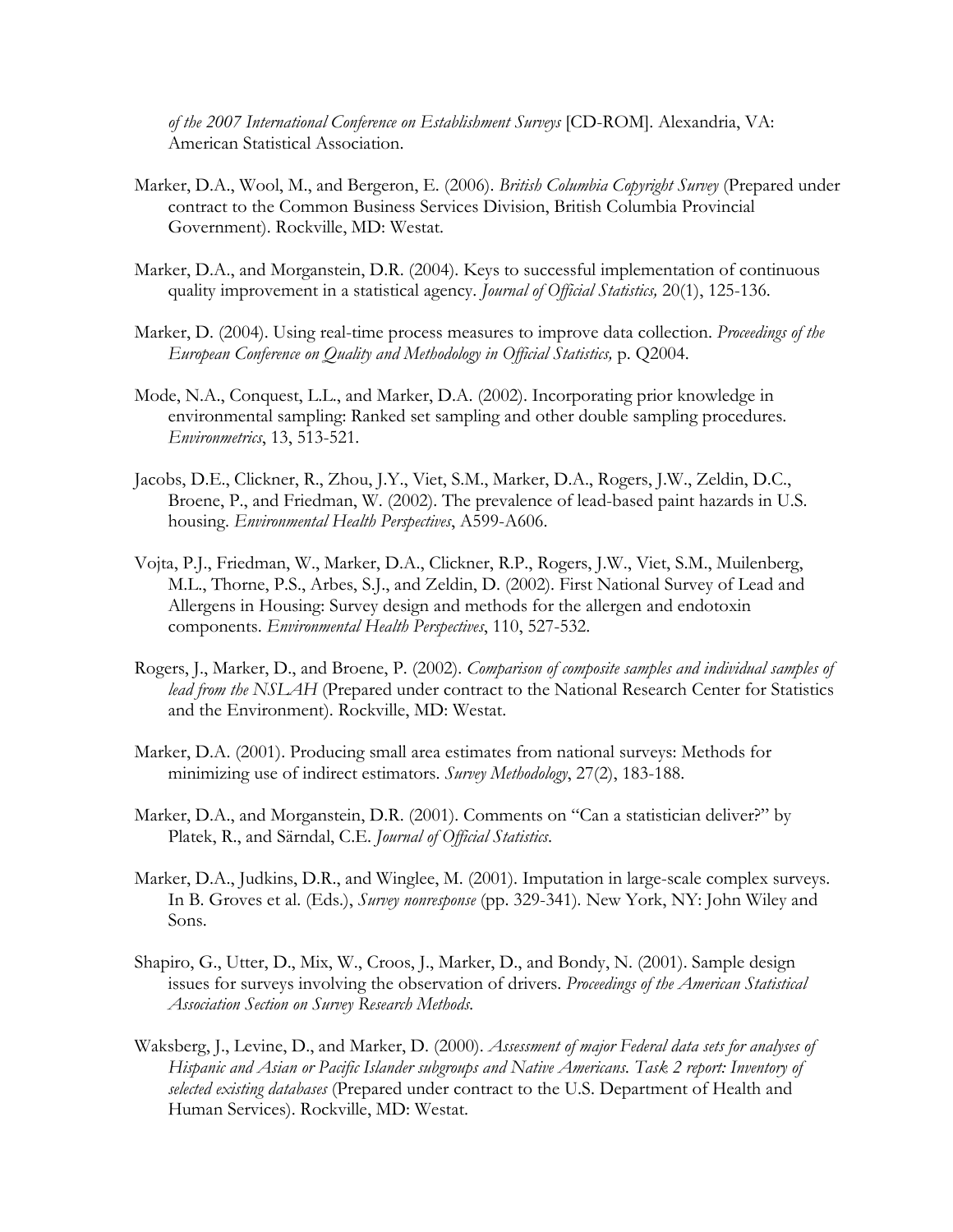*of the 2007 International Conference on Establishment Surveys* [CD-ROM]. Alexandria, VA: American Statistical Association.

Marker, D.A., Wool, M., and Bergeron, E. (2006). *British Columbia Copyright Survey* (Prepared under contract to the Common Business Services Division, British Columbia Provincial Government). Rockville, MD: Westat.

Marker, D.A., and Morganstein, D.R. (2004). Keys to successful implementation of continuous quality improvement in a statistical agency. *Journal of Official Statistics,* 20(1), 125-136.

Marker, D. (2004). Using real-time process measures to improve data collection. *Proceedings of the European Conference on Quality and Methodology in Official Statistics,* p. Q2004.

Mode, N.A., Conquest, L.L., and Marker, D.A. (2002). Incorporating prior knowledge in environmental sampling: Ranked set sampling and other double sampling procedures. *Environmetrics*, 13, 513-521.

Jacobs, D.E., Clickner, R., Zhou, J.Y., Viet, S.M., Marker, D.A., Rogers, J.W., Zeldin, D.C., Broene, P., and Friedman, W. (2002). The prevalence of lead-based paint hazards in U.S. housing. *Environmental Health Perspectives*, A599-A606.

Vojta, P.J., Friedman, W., Marker, D.A., Clickner, R.P., Rogers, J.W., Viet, S.M., Muilenberg, M.L., Thorne, P.S., Arbes, S.J., and Zeldin, D. (2002). First National Survey of Lead and Allergens in Housing: Survey design and methods for the allergen and endotoxin components. *Environmental Health Perspectives*, 110, 527-532.

Rogers, J., Marker, D., and Broene, P. (2002). *Comparison of composite samples and individual samples of lead from the NSLAH* (Prepared under contract to the National Research Center for Statistics and the Environment). Rockville, MD: Westat.

Marker, D.A. (2001). Producing small area estimates from national surveys: Methods for minimizing use of indirect estimators. *Survey Methodology*, 27(2), 183-188.

Marker, D.A., and Morganstein, D.R. (2001). Comments on "Can a statistician deliver?" by Platek, R., and Särndal, C.E. *Journal of Official Statistics*.

Marker, D.A., Judkins, D.R., and Winglee, M. (2001). Imputation in large-scale complex surveys. In B. Groves et al. (Eds.), *Survey nonresponse* (pp. 329-341). New York, NY: John Wiley and Sons.

Shapiro, G., Utter, D., Mix, W., Croos, J., Marker, D., and Bondy, N. (2001). Sample design issues for surveys involving the observation of drivers. *Proceedings of the American Statistical Association Section on Survey Research Methods.*

Waksberg, J., Levine, D., and Marker, D. (2000). *Assessment of major Federal data sets for analyses of Hispanic and Asian or Pacific Islander subgroups and Native Americans. Task 2 report: Inventory of selected existing databases* (Prepared under contract to the U.S. Department of Health and Human Services). Rockville, MD: Westat.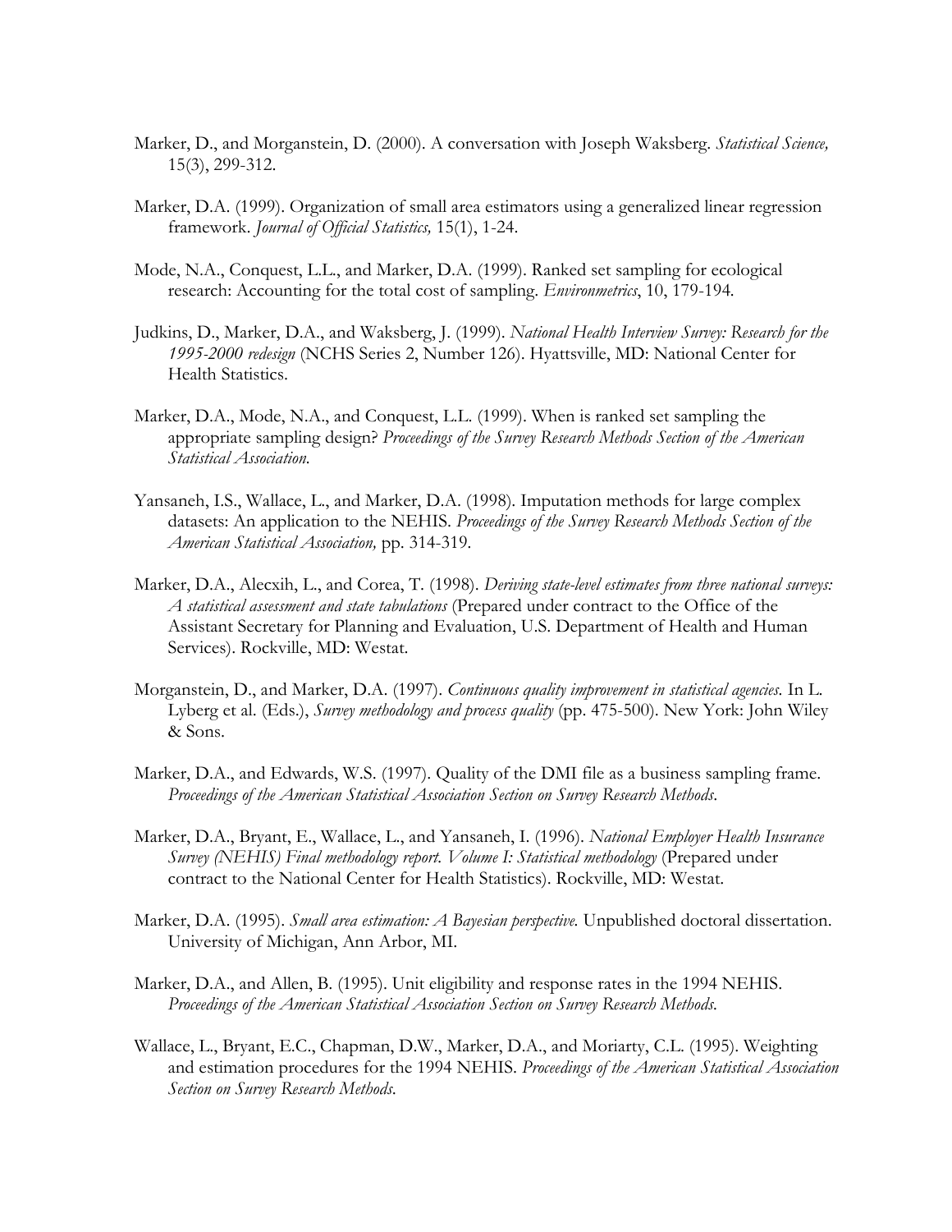Marker, D., and Morganstein, D. (2000). A conversation with Joseph Waksberg. *Statistical Science,* 15(3), 299-312.

Marker, D.A. (1999). Organization of small area estimators using a generalized linear regression framework. *Journal of Official Statistics,* 15(1), 1-24.

Mode, N.A., Conquest, L.L., and Marker, D.A. (1999). Ranked set sampling for ecological research: Accounting for the total cost of sampling. *Environmetrics*, 10, 179-194.

Judkins, D., Marker, D.A., and Waksberg, J. (1999). *National Health Interview Survey: Research for the 1995-2000 redesign* (NCHS Series 2, Number 126). Hyattsville, MD: National Center for Health Statistics.

Marker, D.A., Mode, N.A., and Conquest, L.L. (1999). When is ranked set sampling the appropriate sampling design? *Proceedings of the Survey Research Methods Section of the American Statistical Association.*

Yansaneh, I.S., Wallace, L., and Marker, D.A. (1998). Imputation methods for large complex datasets: An application to the NEHIS. *Proceedings of the Survey Research Methods Section of the American Statistical Association,* pp. 314-319.

Marker, D.A., Alecxih, L., and Corea, T. (1998). *Deriving state-level estimates from three national surveys: A statistical assessment and state tabulations* (Prepared under contract to the Office of the Assistant Secretary for Planning and Evaluation, U.S. Department of Health and Human Services). Rockville, MD: Westat.

Morganstein, D., and Marker, D.A. (1997). *Continuous quality improvement in statistical agencies.* In L. Lyberg et al. (Eds.), *Survey methodology and process quality* (pp. 475-500). New York: John Wiley & Sons.

Marker, D.A., and Edwards, W.S. (1997). Quality of the DMI file as a business sampling frame. *Proceedings of the American Statistical Association Section on Survey Research Methods.*

Marker, D.A., Bryant, E., Wallace, L., and Yansaneh, I. (1996). *National Employer Health Insurance Survey (NEHIS) Final methodology report. Volume I: Statistical methodology* (Prepared under contract to the National Center for Health Statistics). Rockville, MD: Westat.

Marker, D.A. (1995). *Small area estimation: A Bayesian perspective.* Unpublished doctoral dissertation. University of Michigan, Ann Arbor, MI.

Marker, D.A., and Allen, B. (1995). Unit eligibility and response rates in the 1994 NEHIS. *Proceedings of the American Statistical Association Section on Survey Research Methods.*

Wallace, L., Bryant, E.C., Chapman, D.W., Marker, D.A., and Moriarty, C.L. (1995). Weighting and estimation procedures for the 1994 NEHIS. *Proceedings of the American Statistical Association Section on Survey Research Methods.*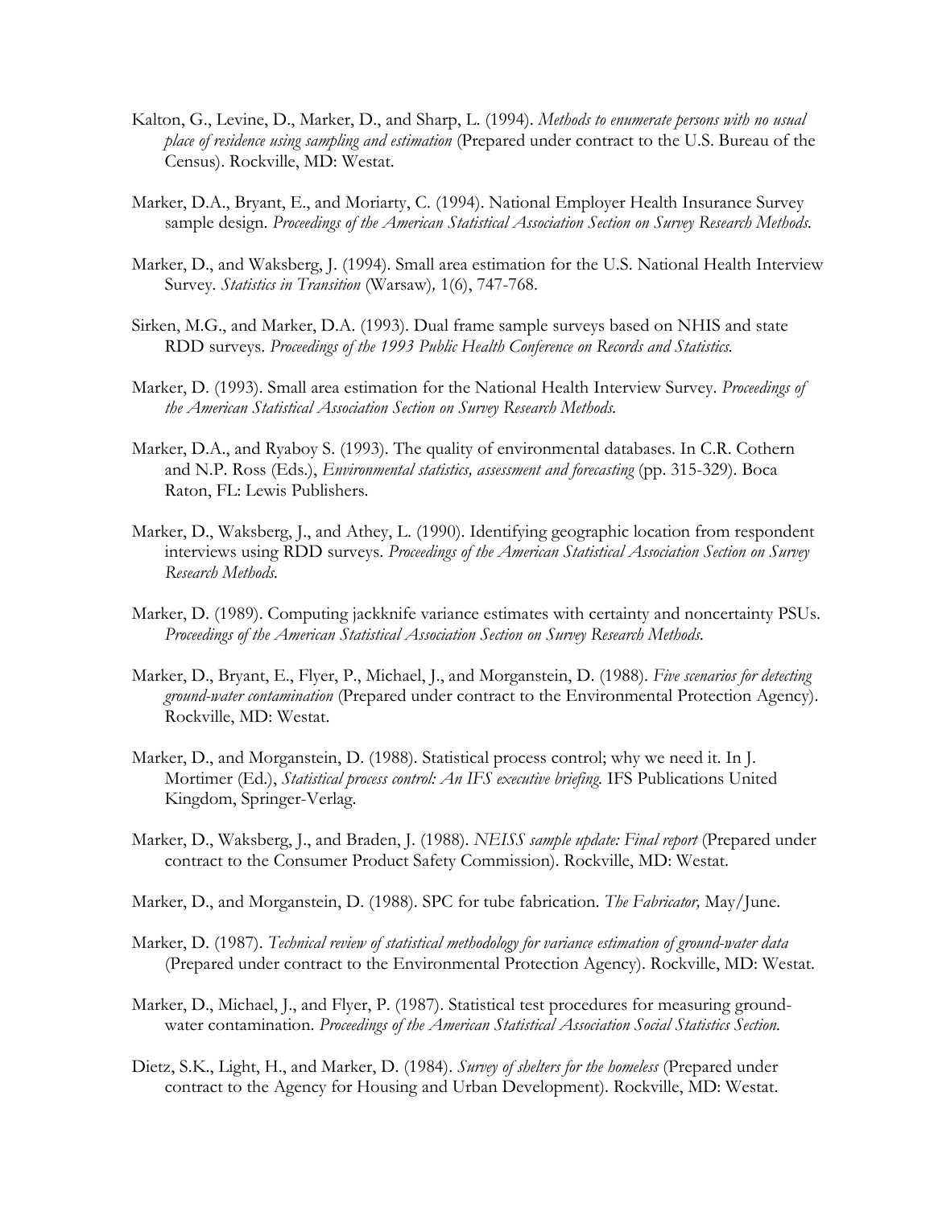Kalton, G., Levine, D., Marker, D., and Sharp, L. (1994). *Methods to enumerate persons with no usual place of residence using sampling and estimation* (Prepared under contract to the U.S. Bureau of the Census). Rockville, MD: Westat.

Marker, D.A., Bryant, E., and Moriarty, C. (1994). National Employer Health Insurance Survey sample design. *Proceedings of the American Statistical Association Section on Survey Research Methods.*

Marker, D., and Waksberg, J. (1994). Small area estimation for the U.S. National Health Interview Survey. *Statistics in Transition* (Warsaw)*,* 1(6), 747-768.

Sirken, M.G., and Marker, D.A. (1993). Dual frame sample surveys based on NHIS and state RDD surveys. *Proceedings of the 1993 Public Health Conference on Records and Statistics.*

Marker, D. (1993). Small area estimation for the National Health Interview Survey. *Proceedings of the American Statistical Association Section on Survey Research Methods.*

Marker, D.A., and Ryaboy S. (1993). The quality of environmental databases. In C.R. Cothern and N.P. Ross (Eds.), *Environmental statistics, assessment and forecasting* (pp. 315-329). Boca Raton, FL: Lewis Publishers.

Marker, D., Waksberg, J., and Athey, L. (1990). Identifying geographic location from respondent interviews using RDD surveys. *Proceedings of the American Statistical Association Section on Survey Research Methods.*

Marker, D. (1989). Computing jackknife variance estimates with certainty and noncertainty PSUs. *Proceedings of the American Statistical Association Section on Survey Research Methods.*

Marker, D., Bryant, E., Flyer, P., Michael, J., and Morganstein, D. (1988). *Five scenarios for detecting ground-water contamination* (Prepared under contract to the Environmental Protection Agency). Rockville, MD: Westat.

Marker, D., and Morganstein, D. (1988). Statistical process control; why we need it. In J. Mortimer (Ed.), *Statistical process control: An IFS executive briefing.* IFS Publications United Kingdom, Springer-Verlag.

Marker, D., Waksberg, J., and Braden, J. (1988). *NEISS sample update: Final report* (Prepared under contract to the Consumer Product Safety Commission). Rockville, MD: Westat.

Marker, D., and Morganstein, D. (1988). SPC for tube fabrication. *The Fabricator,* May/June.

Marker, D. (1987). *Technical review of statistical methodology for variance estimation of ground-water data* (Prepared under contract to the Environmental Protection Agency). Rockville, MD: Westat.

Marker, D., Michael, J., and Flyer, P. (1987). Statistical test procedures for measuring ground-water contamination. *Proceedings of the American Statistical Association Social Statistics Section.*

Dietz, S.K., Light, H., and Marker, D. (1984). *Survey of shelters for the homeless* (Prepared under contract to the Agency for Housing and Urban Development). Rockville, MD: Westat.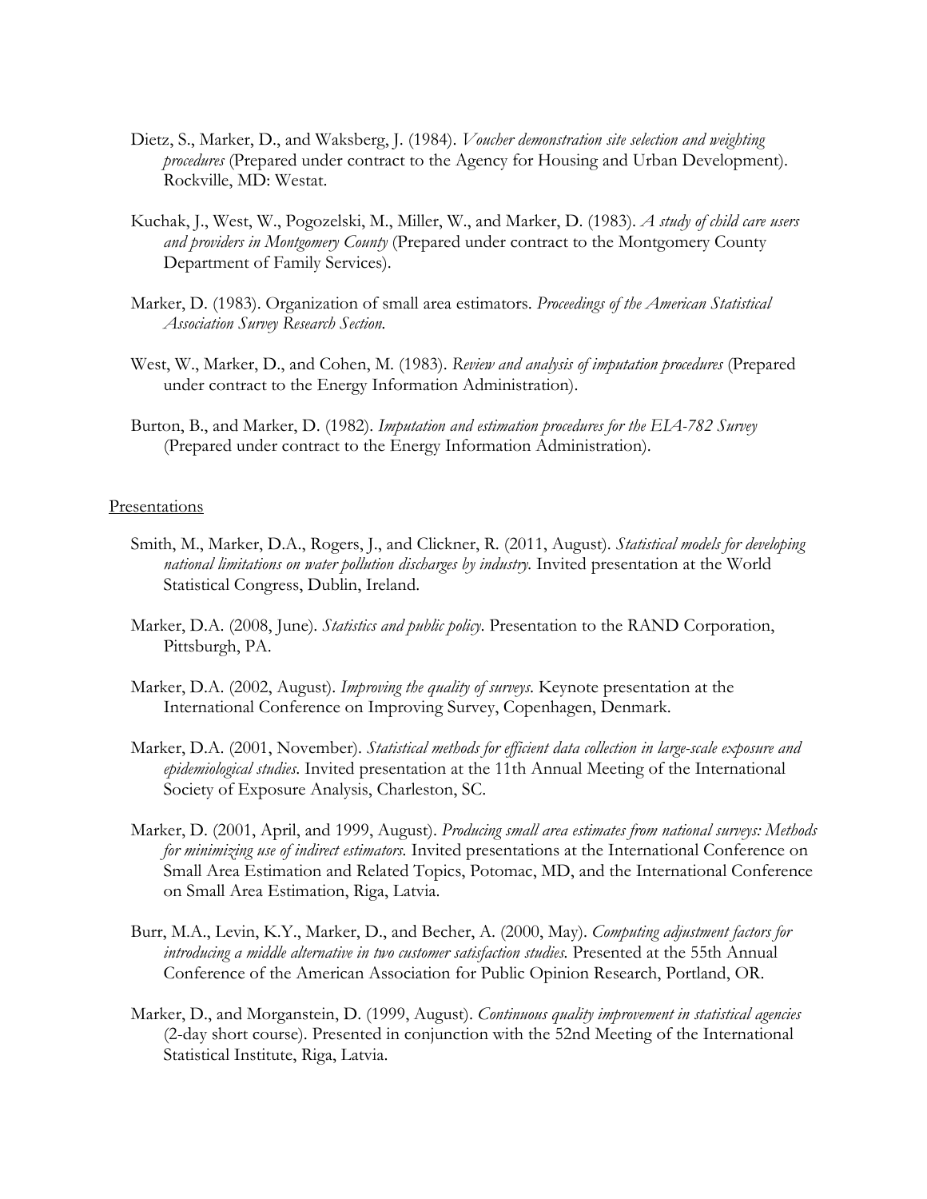Dietz, S., Marker, D., and Waksberg, J. (1984). *Voucher demonstration site selection and weighting procedures* (Prepared under contract to the Agency for Housing and Urban Development). Rockville, MD: Westat.

Kuchak, J., West, W., Pogozelski, M., Miller, W., and Marker, D. (1983). *A study of child care users and providers in Montgomery County* (Prepared under contract to the Montgomery County Department of Family Services).

Marker, D. (1983). Organization of small area estimators. *Proceedings of the American Statistical Association Survey Research Section.*

West, W., Marker, D., and Cohen, M. (1983). *Review and analysis of imputation procedures* (Prepared under contract to the Energy Information Administration).

Burton, B., and Marker, D. (1982). *Imputation and estimation procedures for the EIA-782 Survey* (Prepared under contract to the Energy Information Administration).

Presentations

Smith, M., Marker, D.A., Rogers, J., and Clickner, R. (2011, August). *Statistical models for developing national limitations on water pollution discharges by industry.* Invited presentation at the World Statistical Congress, Dublin, Ireland.

Marker, D.A. (2008, June). *Statistics and public policy.* Presentation to the RAND Corporation, Pittsburgh, PA.

Marker, D.A. (2002, August). *Improving the quality of surveys.* Keynote presentation at the International Conference on Improving Survey, Copenhagen, Denmark.

Marker, D.A. (2001, November). *Statistical methods for efficient data collection in large-scale exposure and epidemiological studies.* Invited presentation at the 11th Annual Meeting of the International Society of Exposure Analysis, Charleston, SC.

Marker, D. (2001, April, and 1999, August). *Producing small area estimates from national surveys: Methods for minimizing use of indirect estimators.* Invited presentations at the International Conference on Small Area Estimation and Related Topics, Potomac, MD, and the International Conference on Small Area Estimation, Riga, Latvia.

Burr, M.A., Levin, K.Y., Marker, D., and Becher, A. (2000, May). *Computing adjustment factors for introducing a middle alternative in two customer satisfaction studies.* Presented at the 55th Annual Conference of the American Association for Public Opinion Research, Portland, OR.

Marker, D., and Morganstein, D. (1999, August). *Continuous quality improvement in statistical agencies* (2-day short course). Presented in conjunction with the 52nd Meeting of the International Statistical Institute, Riga, Latvia.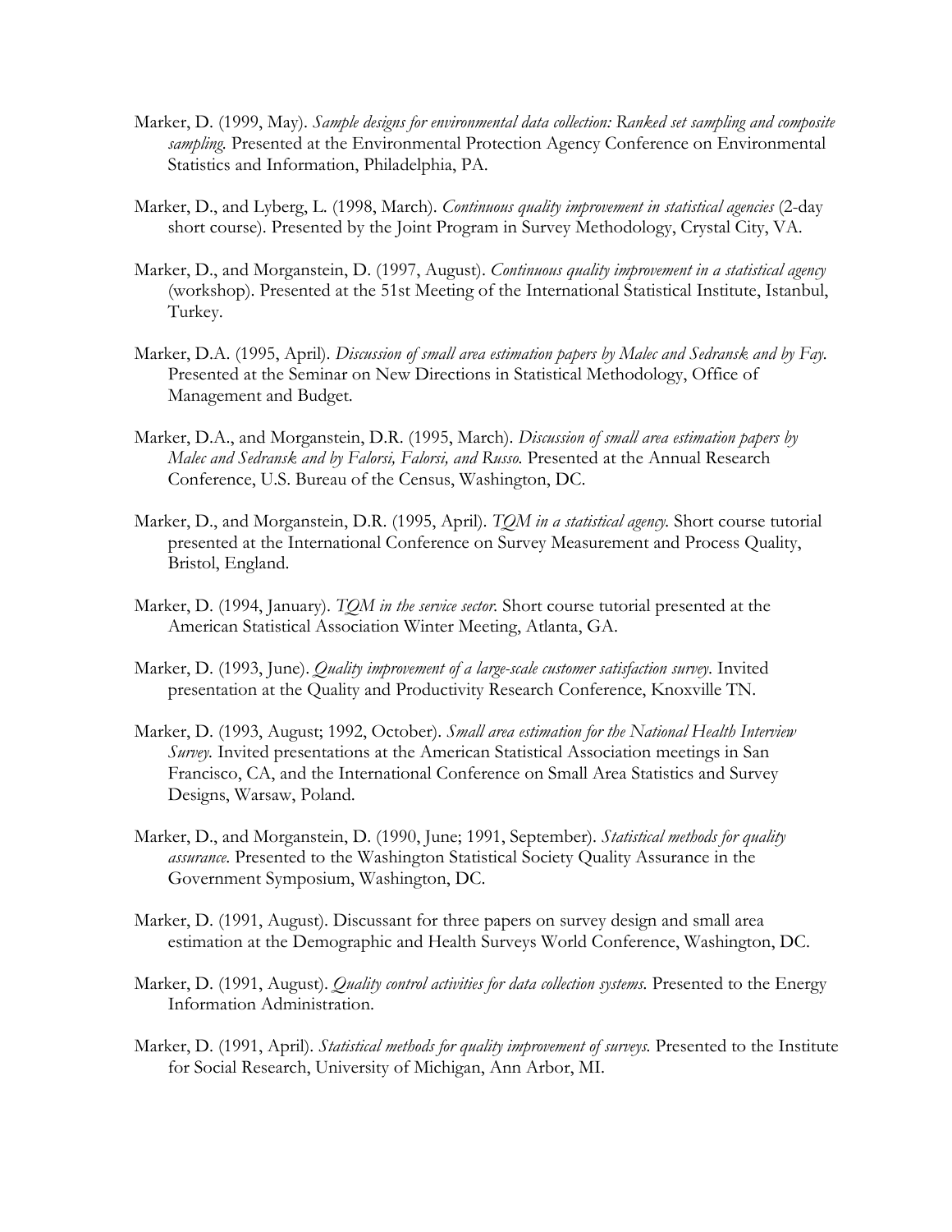Marker, D. (1999, May). *Sample designs for environmental data collection: Ranked set sampling and composite sampling.* Presented at the Environmental Protection Agency Conference on Environmental Statistics and Information, Philadelphia, PA.

Marker, D., and Lyberg, L. (1998, March). *Continuous quality improvement in statistical agencies* (2-day short course). Presented by the Joint Program in Survey Methodology, Crystal City, VA.

Marker, D., and Morganstein, D. (1997, August). *Continuous quality improvement in a statistical agency* (workshop). Presented at the 51st Meeting of the International Statistical Institute, Istanbul, Turkey.

Marker, D.A. (1995, April). *Discussion of small area estimation papers by Malec and Sedransk and by Fay.* Presented at the Seminar on New Directions in Statistical Methodology, Office of Management and Budget.

Marker, D.A., and Morganstein, D.R. (1995, March). *Discussion of small area estimation papers by Malec and Sedransk and by Falorsi, Falorsi, and Russo.* Presented at the Annual Research Conference, U.S. Bureau of the Census, Washington, DC.

Marker, D., and Morganstein, D.R. (1995, April). *TQM in a statistical agency.* Short course tutorial presented at the International Conference on Survey Measurement and Process Quality, Bristol, England.

Marker, D. (1994, January). *TQM in the service sector.* Short course tutorial presented at the American Statistical Association Winter Meeting, Atlanta, GA.

Marker, D. (1993, June). *Quality improvement of a large-scale customer satisfaction survey*. Invited presentation at the Quality and Productivity Research Conference, Knoxville TN.

Marker, D. (1993, August; 1992, October). *Small area estimation for the National Health Interview Survey.* Invited presentations at the American Statistical Association meetings in San Francisco, CA, and the International Conference on Small Area Statistics and Survey Designs, Warsaw, Poland.

Marker, D., and Morganstein, D. (1990, June; 1991, September). *Statistical methods for quality assurance.* Presented to the Washington Statistical Society Quality Assurance in the Government Symposium, Washington, DC.

Marker, D. (1991, August). Discussant for three papers on survey design and small area estimation at the Demographic and Health Surveys World Conference, Washington, DC.

Marker, D. (1991, August). *Quality control activities for data collection systems.* Presented to the Energy Information Administration.

Marker, D. (1991, April). *Statistical methods for quality improvement of surveys.* Presented to the Institute for Social Research, University of Michigan, Ann Arbor, MI.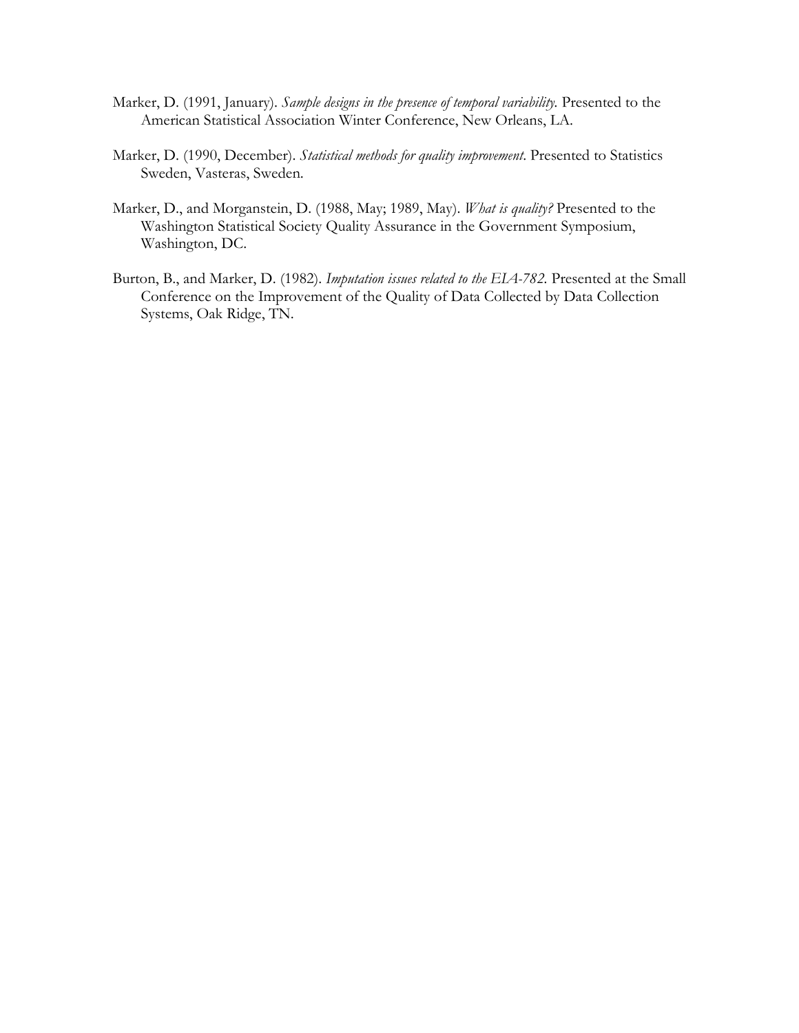Marker, D. (1991, January). *Sample designs in the presence of temporal variability.* Presented to the American Statistical Association Winter Conference, New Orleans, LA.

Marker, D. (1990, December). *Statistical methods for quality improvement*. Presented to Statistics Sweden, Vasteras, Sweden.

Marker, D., and Morganstein, D. (1988, May; 1989, May). *What is quality?* Presented to the Washington Statistical Society Quality Assurance in the Government Symposium, Washington, DC.

Burton, B., and Marker, D. (1982). *Imputation issues related to the EIA-782.* Presented at the Small Conference on the Improvement of the Quality of Data Collected by Data Collection Systems, Oak Ridge, TN.